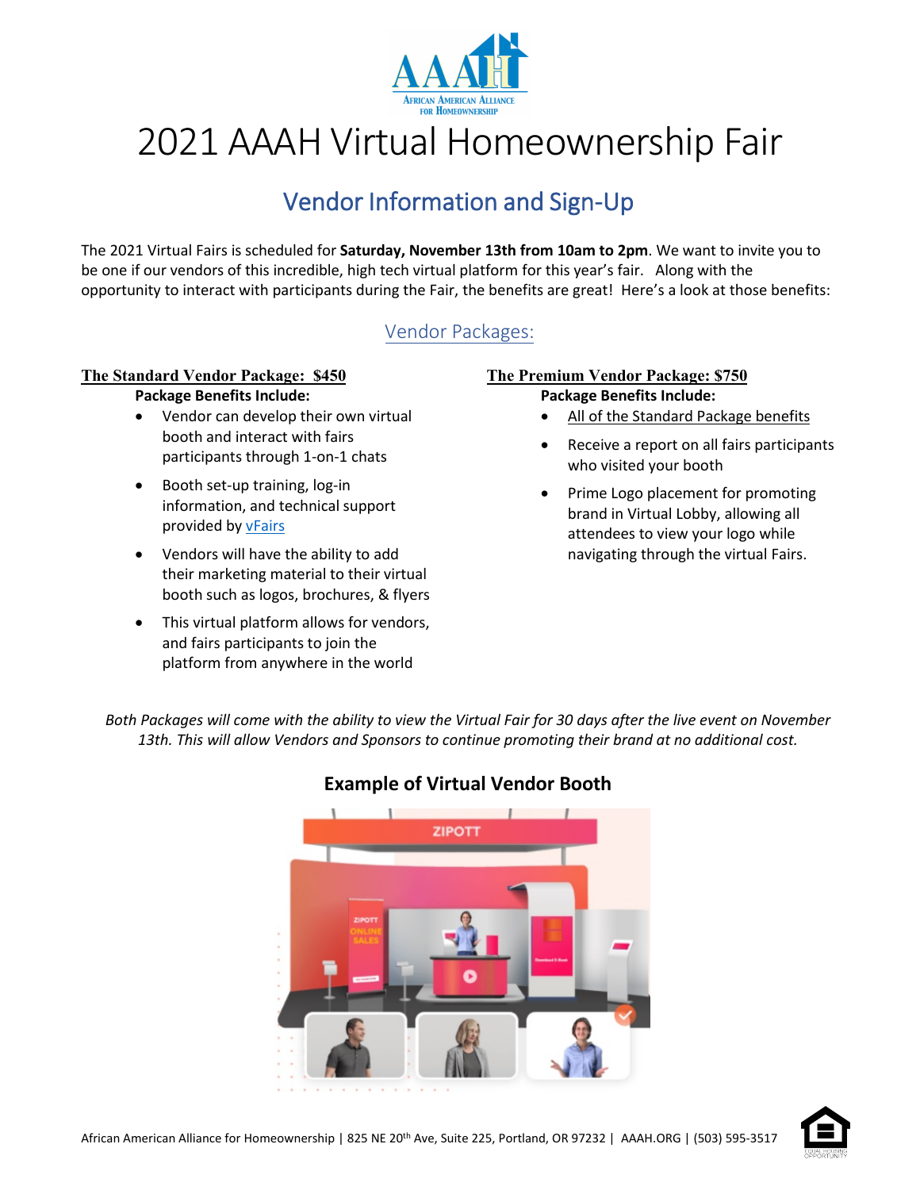# 2021 AAAH Virtual Homeownership Fair

## Vendor Information and Sign-Up

The 2021 Virtual Fairs is scheduled for **Saturday, November 13th from 10am to 2pm**. We want to invite you to be one if our vendors of this incredible, high tech virtual platform for this year's fair. Along with the opportunity to interact with participants during the Fair, the benefits are great! Here's a look at those benefits:

### Vendor Packages:

**The Standard Vendor Package: $450**

**Package Benefits Include:**

- Vendor can develop their own virtual booth and interact with fairs participants through 1-on-1 chats
- Booth set-up training, log-in information, and technical support provided by vFairs
- Vendors will have the ability to add their marketing material to their virtual booth such as logos, brochures, & flyers
- This virtual platform allows for vendors, and fairs participants to join the platform from anywhere in the world

**The Premium Vendor Package: $750**

**Package Benefits Include:**

- All of the Standard Package benefits
- Receive a report on all fairs participants who visited your booth
- Prime Logo placement for promoting brand in Virtual Lobby, allowing all attendees to view your logo while navigating through the virtual Fairs.

*Both Packages will come with the ability to view the Virtual Fair for 30 days after the live event on November 13th. This will allow Vendors and Sponsors to continue promoting their brand at no additional cost.*

**Example of Virtual Vendor Booth**

African American Alliance for Homeownership | 825 NE 20th Ave, Suite 225, Portland, OR 97232 | AAAH.ORG | (503) 595-3517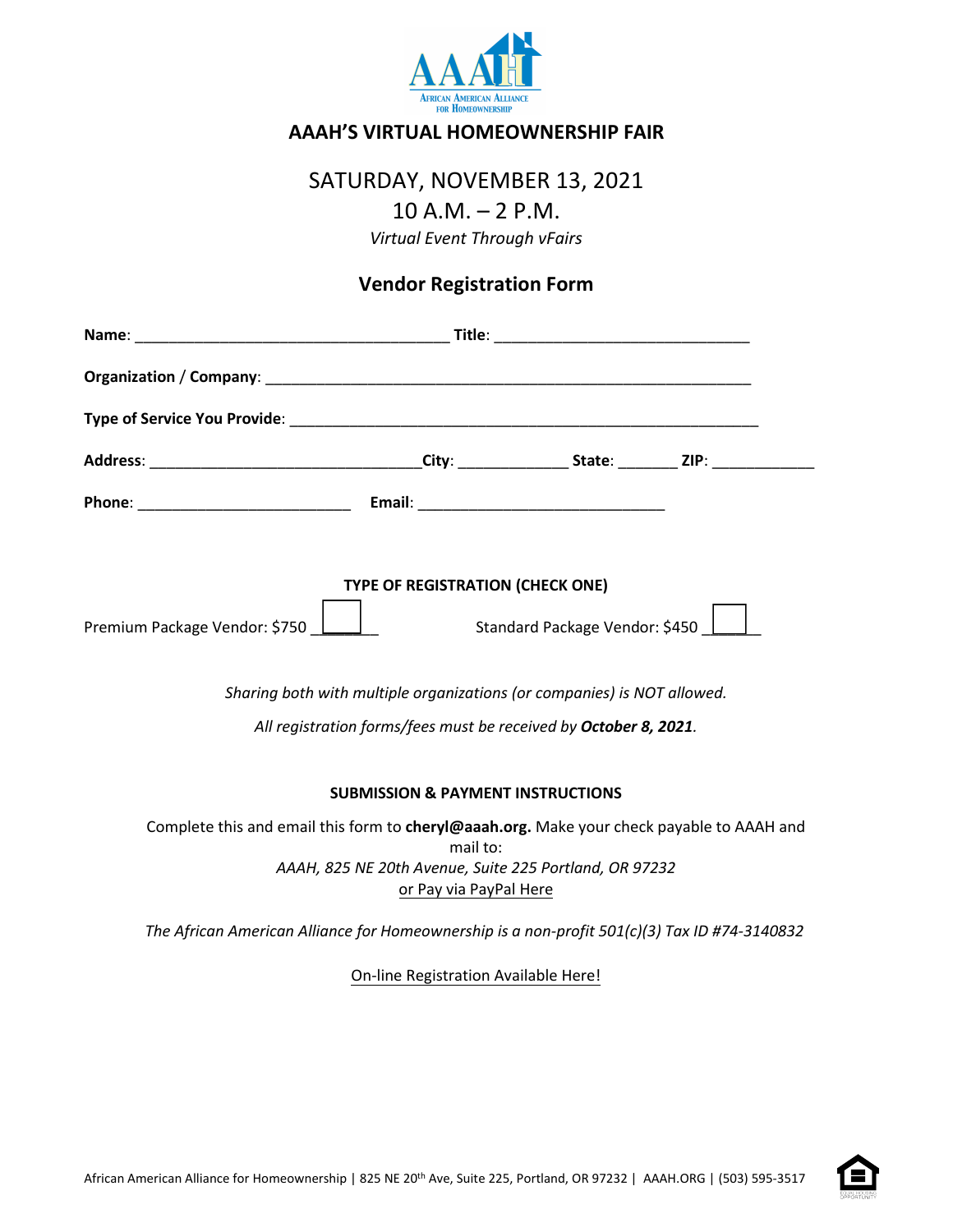# AAAH'S VIRTUAL HOMEOWNERSHIP FAIR

SATURDAY, NOVEMBER 13, 2021

10 A.M. – 2 P.M.

*Virtual Event Through vFairs*

## Vendor Registration Form

**Name**: ______________________________________ **Title**: ______________________________

**Organization / Company**: ___________________________________________________________

**Type of Service You Provide**: _______________________________________________________

**Address**: ________________________________**City**: _____________ **State**: _______ **ZIP**: ____________

**Phone**: _________________________ **Email**: _____________________________

**TYPE OF REGISTRATION (CHECK ONE)**

Premium Package Vendor: $750 ☐ Standard Package Vendor: $450 ☐

*Sharing both with multiple organizations (or companies) is NOT allowed.*

*All registration forms/fees must be received by **October 8, 2021**.*

**SUBMISSION & PAYMENT INSTRUCTIONS**

Complete this and email this form to **cheryl@aaah.org.** Make your check payable to AAAH and mail to:

*AAAH, 825 NE 20th Avenue, Suite 225 Portland, OR 97232*

or Pay via PayPal Here

*The African American Alliance for Homeownership is a non-profit 501(c)(3) Tax ID #74-3140832*

On-line Registration Available Here!

African American Alliance for Homeownership | 825 NE 20th Ave, Suite 225, Portland, OR 97232 | AAAH.ORG | (503) 595-3517